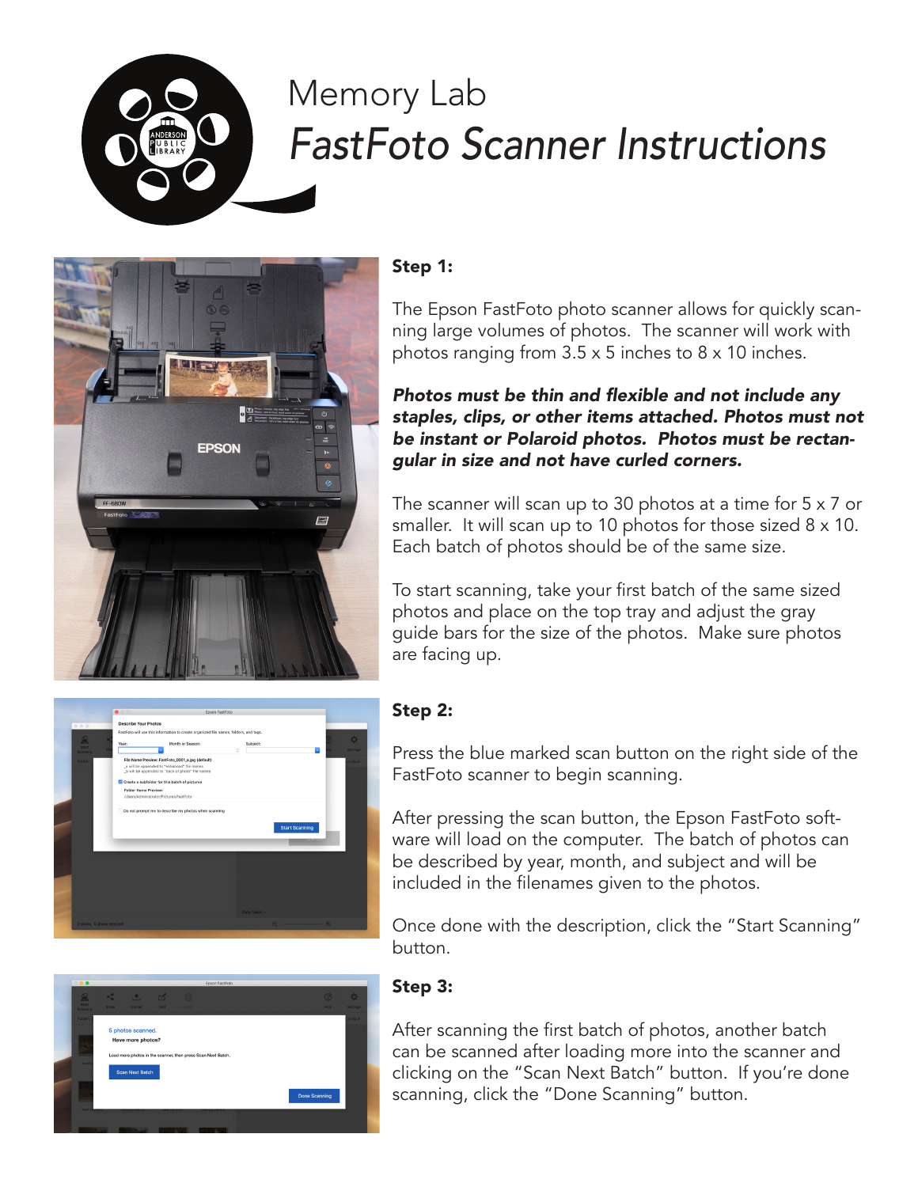# Memory Lab

## *FastFoto Scanner Instructions*

### Step 1:

The Epson FastFoto photo scanner allows for quickly scanning large volumes of photos. The scanner will work with photos ranging from 3.5 x 5 inches to 8 x 10 inches.

***Photos must be thin and flexible and not include any staples, clips, or other items attached. Photos must not be instant or Polaroid photos. Photos must be rectangular in size and not have curled corners.***

The scanner will scan up to 30 photos at a time for 5 x 7 or smaller. It will scan up to 10 photos for those sized 8 x 10. Each batch of photos should be of the same size.

To start scanning, take your first batch of the same sized photos and place on the top tray and adjust the gray guide bars for the size of the photos. Make sure photos are facing up.

### Step 2:

Press the blue marked scan button on the right side of the FastFoto scanner to begin scanning.

After pressing the scan button, the Epson FastFoto software will load on the computer. The batch of photos can be described by year, month, and subject and will be included in the filenames given to the photos.

Once done with the description, click the "Start Scanning" button.

### Step 3:

After scanning the first batch of photos, another batch can be scanned after loading more into the scanner and clicking on the "Scan Next Batch" button. If you're done scanning, click the "Done Scanning" button.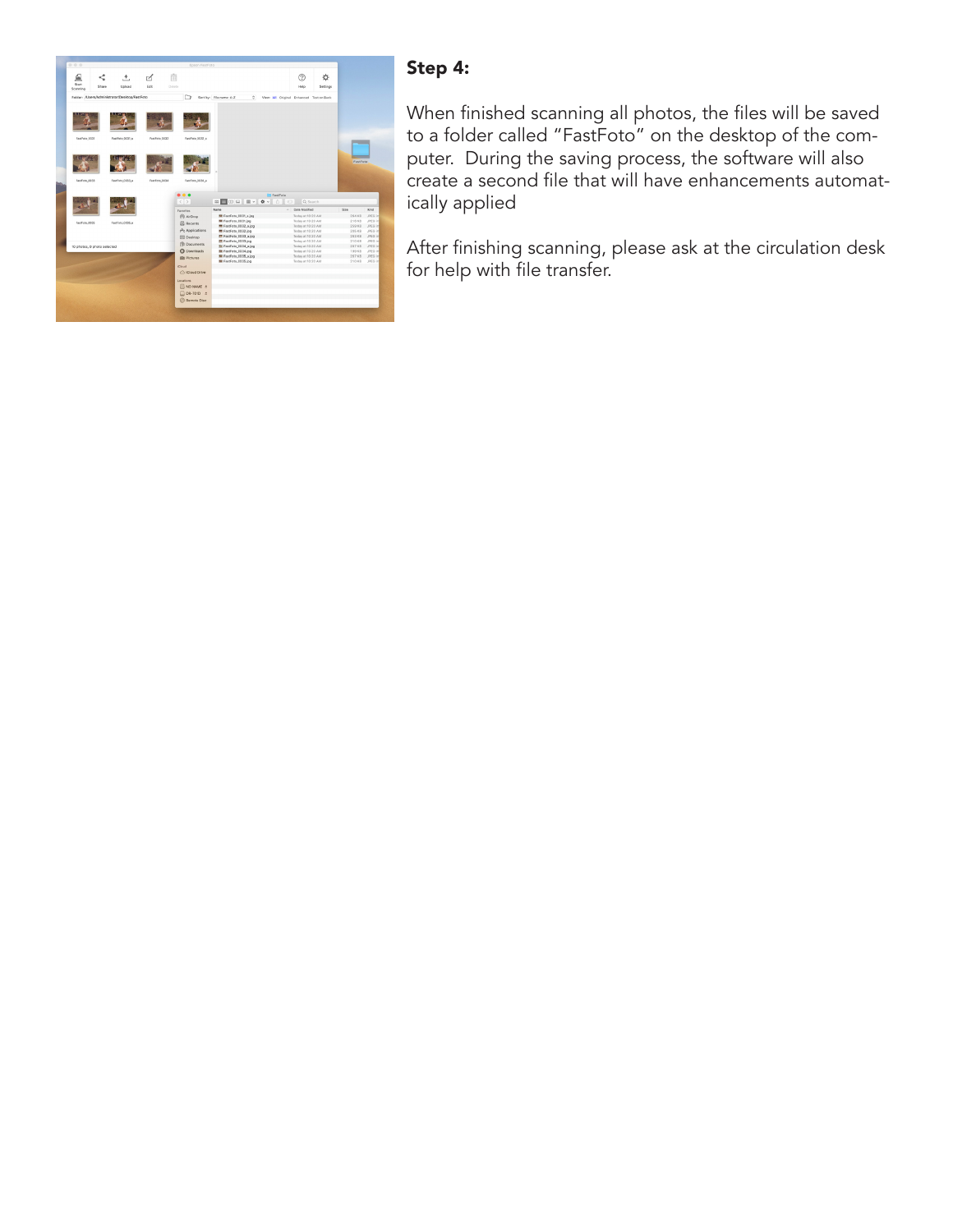## Step 4:

When finished scanning all photos, the files will be saved to a folder called "FastFoto" on the desktop of the computer. During the saving process, the software will also create a second file that will have enhancements automatically applied

After finishing scanning, please ask at the circulation desk for help with file transfer.